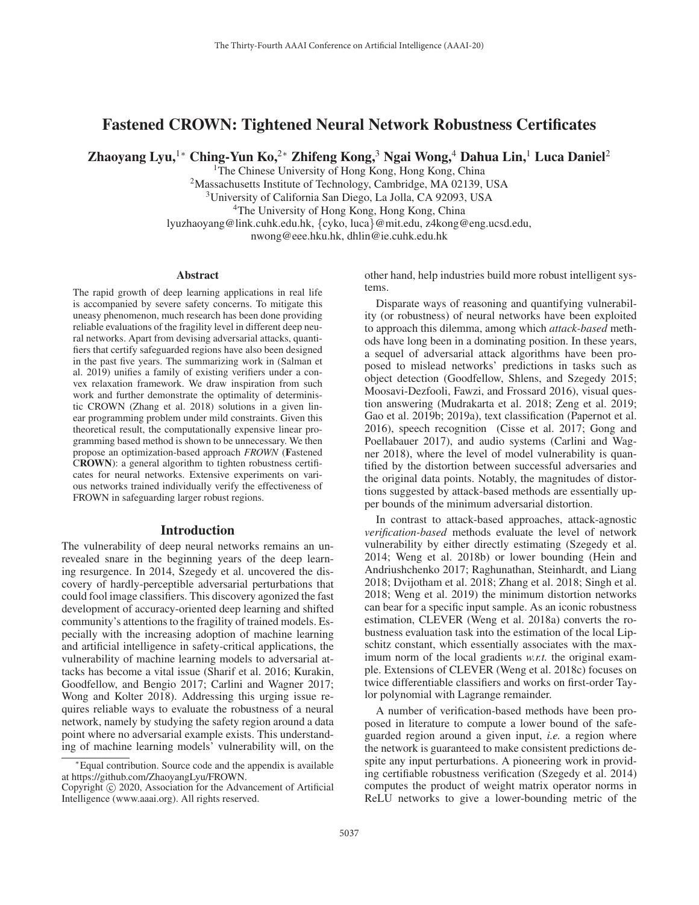# Fastened CROWN: Tightened Neural Network Robustness Certificates

**Zhaoyang Lyu,[1*] Ching-Yun Ko,[2*] Zhifeng Kong,[3] Ngai Wong,[4] Dahua Lin,[1] Luca Daniel[2]**

[1]The Chinese University of Hong Kong, Hong Kong, China
[2]Massachusetts Institute of Technology, Cambridge, MA 02139, USA
[3]University of California San Diego, La Jolla, CA 92093, USA
[4]The University of Hong Kong, Hong Kong, China
lyuzhaoyang@link.cuhk.edu.hk, {cyko, luca}@mit.edu, z4kong@eng.ucsd.edu,
nwong@eee.hku.hk, dhlin@ie.cuhk.edu.hk

## Abstract

The rapid growth of deep learning applications in real life is accompanied by severe safety concerns. To mitigate this uneasy phenomenon, much research has been done providing reliable evaluations of the fragility level in different deep neural networks. Apart from devising adversarial attacks, quantifiers that certify safeguarded regions have also been designed in the past five years. The summarizing work in (Salman et al. 2019) unifies a family of existing verifiers under a convex relaxation framework. We draw inspiration from such work and further demonstrate the optimality of deterministic CROWN (Zhang et al. 2018) solutions in a given linear programming problem under mild constraints. Given this theoretical result, the computationally expensive linear programming based method is shown to be unnecessary. We then propose an optimization-based approach *FROWN* (**F**astened C**ROWN**): a general algorithm to tighten robustness certificates for neural networks. Extensive experiments on various networks trained individually verify the effectiveness of FROWN in safeguarding larger robust regions.

## Introduction

The vulnerability of deep neural networks remains an unrevealed snare in the beginning years of the deep learning resurgence. In 2014, Szegedy et al. uncovered the discovery of hardly-perceptible adversarial perturbations that could fool image classifiers. This discovery agonized the fast development of accuracy-oriented deep learning and shifted community's attentions to the fragility of trained models. Especially with the increasing adoption of machine learning and artificial intelligence in safety-critical applications, the vulnerability of machine learning models to adversarial attacks has become a vital issue (Sharif et al. 2016; Kurakin, Goodfellow, and Bengio 2017; Carlini and Wagner 2017; Wong and Kolter 2018). Addressing this urging issue requires reliable ways to evaluate the robustness of a neural network, namely by studying the safety region around a data point where no adversarial example exists. This understanding of machine learning models' vulnerability will, on the other hand, help industries build more robust intelligent systems.

Disparate ways of reasoning and quantifying vulnerability (or robustness) of neural networks have been exploited to approach this dilemma, among which *attack-based* methods have long been in a dominating position. In these years, a sequel of adversarial attack algorithms have been proposed to mislead networks' predictions in tasks such as object detection (Goodfellow, Shlens, and Szegedy 2015; Moosavi-Dezfooli, Fawzi, and Frossard 2016), visual question answering (Mudrakarta et al. 2018; Zeng et al. 2019; Gao et al. 2019b; 2019a), text classification (Papernot et al. 2016), speech recognition (Cisse et al. 2017; Gong and Poellabauer 2017), and audio systems (Carlini and Wagner 2018), where the level of model vulnerability is quantified by the distortion between successful adversaries and the original data points. Notably, the magnitudes of distortions suggested by attack-based methods are essentially upper bounds of the minimum adversarial distortion.

In contrast to attack-based approaches, attack-agnostic *verification-based* methods evaluate the level of network vulnerability by either directly estimating (Szegedy et al. 2014; Weng et al. 2018b) or lower bounding (Hein and Andriushchenko 2017; Raghunathan, Steinhardt, and Liang 2018; Dvijotham et al. 2018; Zhang et al. 2018; Singh et al. 2018; Weng et al. 2019) the minimum distortion networks can bear for a specific input sample. As an iconic robustness estimation, CLEVER (Weng et al. 2018a) converts the robustness evaluation task into the estimation of the local Lipschitz constant, which essentially associates with the maximum norm of the local gradients *w.r.t.* the original example. Extensions of CLEVER (Weng et al. 2018c) focuses on twice differentiable classifiers and works on first-order Taylor polynomial with Lagrange remainder.

A number of verification-based methods have been proposed in literature to compute a lower bound of the safeguarded region around a given input, *i.e.* a region where the network is guaranteed to make consistent predictions despite any input perturbations. A pioneering work in providing certifiable robustness verification (Szegedy et al. 2014) computes the product of weight matrix operator norms in ReLU networks to give a lower-bounding metric of the

*Equal contribution. Source code and the appendix is available at https://github.com/ZhaoyangLyu/FROWN.
Copyright © 2020, Association for the Advancement of Artificial Intelligence (www.aaai.org). All rights reserved.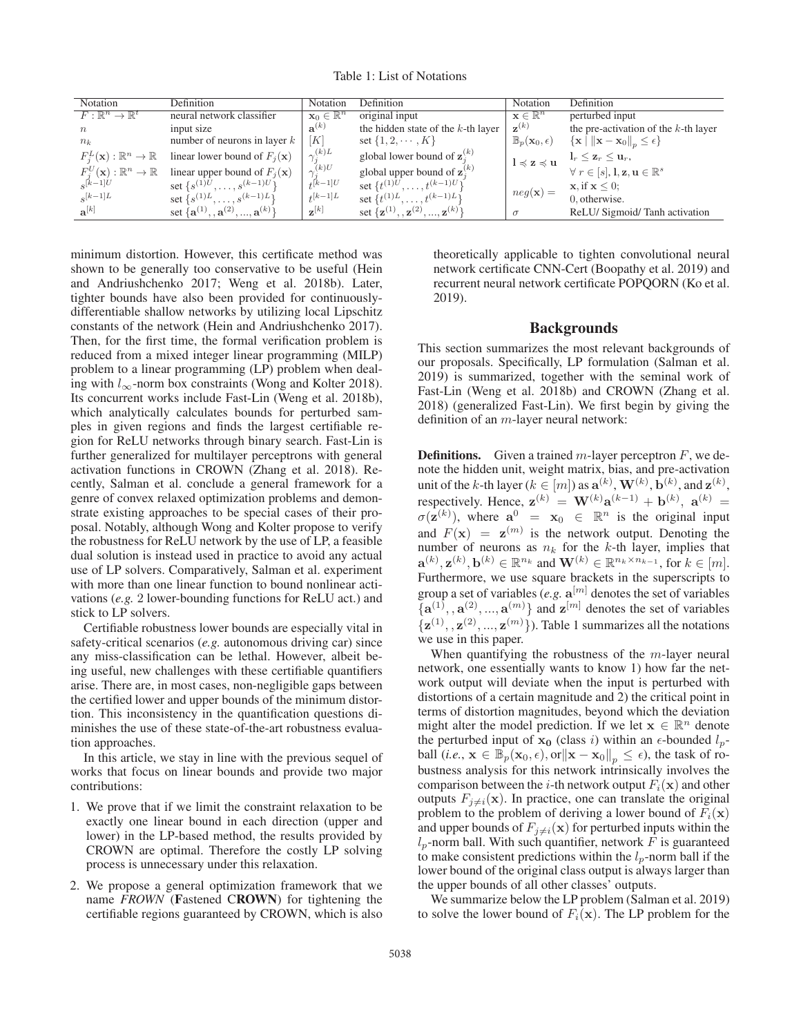Table 1: List of Notations

| Notation | Definition | Notation | Definition | Notation | Definition |
|---|---|---|---|---|---|
| $F : \mathbb{R}^n \to \mathbb{R}^t$ | neural network classifier | $\mathbf{x}_0 \in \mathbb{R}^n$ | original input | $\mathbf{x} \in \mathbb{R}^n$ | perturbed input |
| $n$ | input size | $\mathbf{a}^{(k)}$ | the hidden state of the $k$-th layer | $\mathbf{z}^{(k)}$ | the pre-activation of the $k$-th layer |
| $n_k$ | number of neurons in layer $k$ | $[K]$ | set $\{1, 2, \cdots, K\}$ | $\mathbb{B}_p(\mathbf{x}_0, \epsilon)$ | $\{\mathbf{x} \mid \lVert \mathbf{x} - \mathbf{x}_0 \rVert_p \leq \epsilon\}$ |
| $F_j^L(\mathbf{x}) : \mathbb{R}^n \to \mathbb{R}$ | linear lower bound of $F_j(\mathbf{x})$ | $\gamma_j^{(k)L}$ | global lower bound of $\mathbf{z}_j^{(k)}$ | $\mathbf{l} \preccurlyeq \mathbf{z} \preccurlyeq \mathbf{u}$ | $\mathbf{l}_r \leq \mathbf{z}_r \leq \mathbf{u}_r$, |
| $F_j^U(\mathbf{x}) : \mathbb{R}^n \to \mathbb{R}$ | linear upper bound of $F_j(\mathbf{x})$ | $\gamma_j^{(k)U}$ | global upper bound of $\mathbf{z}_j^{(k)}$ | | $\forall\, r \in [s], \mathbf{l}, \mathbf{z}, \mathbf{u} \in \mathbb{R}^s$ |
| $s^{[k-1]U}$ | set $\{s^{(1)U}, \ldots, s^{(k-1)U}\}$ | $t^{[k-1]U}$ | set $\{t^{(1)U}, \ldots, t^{(k-1)U}\}$ | $neg(\mathbf{x}) =$ | $\mathbf{x}$, if $\mathbf{x} \leq 0$; |
| $s^{[k-1]L}$ | set $\{s^{(1)L}, \ldots, s^{(k-1)L}\}$ | $t^{[k-1]L}$ | set $\{t^{(1)L}, \ldots, t^{(k-1)L}\}$ | | 0, otherwise. |
| $\mathbf{a}^{[k]}$ | set $\{\mathbf{a}^{(1)}, , \mathbf{a}^{(2)}, ..., \mathbf{a}^{(k)}\}$ | $\mathbf{z}^{[k]}$ | set $\{\mathbf{z}^{(1)}, , \mathbf{z}^{(2)}, ..., \mathbf{z}^{(k)}\}$ | $\sigma$ | ReLU/ Sigmoid/ Tanh activation |

minimum distortion. However, this certificate method was shown to be generally too conservative to be useful (Hein and Andriushchenko 2017; Weng et al. 2018b). Later, tighter bounds have also been provided for continuously-differentiable shallow networks by utilizing local Lipschitz constants of the network (Hein and Andriushchenko 2017). Then, for the first time, the formal verification problem is reduced from a mixed integer linear programming (MILP) problem to a linear programming (LP) problem when dealing with $l_\infty$-norm box constraints (Wong and Kolter 2018). Its concurrent works include Fast-Lin (Weng et al. 2018b), which analytically calculates bounds for perturbed samples in given regions and finds the largest certifiable region for ReLU networks through binary search. Fast-Lin is further generalized for multilayer perceptrons with general activation functions in CROWN (Zhang et al. 2018). Recently, Salman et al. conclude a general framework for a genre of convex relaxed optimization problems and demonstrate existing approaches to be special cases of their proposal. Notably, although Wong and Kolter propose to verify the robustness for ReLU network by the use of LP, a feasible dual solution is instead used in practice to avoid any actual use of LP solvers. Comparatively, Salman et al. experiment with more than one linear function to bound nonlinear activations (*e.g.* 2 lower-bounding functions for ReLU act.) and stick to LP solvers.

Certifiable robustness lower bounds are especially vital in safety-critical scenarios (*e.g.* autonomous driving car) since any miss-classification can be lethal. However, albeit being useful, new challenges with these certifiable quantifiers arise. There are, in most cases, non-negligible gaps between the certified lower and upper bounds of the minimum distortion. This inconsistency in the quantification questions diminishes the use of these state-of-the-art robustness evaluation approaches.

In this article, we stay in line with the previous sequel of works that focus on linear bounds and provide two major contributions:

1. We prove that if we limit the constraint relaxation to be exactly one linear bound in each direction (upper and lower) in the LP-based method, the results provided by CROWN are optimal. Therefore the costly LP solving process is unnecessary under this relaxation.
2. We propose a general optimization framework that we name *FROWN* (**F**astened C**ROWN**) for tightening the certifiable regions guaranteed by CROWN, which is also theoretically applicable to tighten convolutional neural network certificate CNN-Cert (Boopathy et al. 2019) and recurrent neural network certificate POPQORN (Ko et al. 2019).

## Backgrounds

This section summarizes the most relevant backgrounds of our proposals. Specifically, LP formulation (Salman et al. 2019) is summarized, together with the seminal work of Fast-Lin (Weng et al. 2018b) and CROWN (Zhang et al. 2018) (generalized Fast-Lin). We first begin by giving the definition of an $m$-layer neural network:

**Definitions.** Given a trained $m$-layer perceptron $F$, we denote the hidden unit, weight matrix, bias, and pre-activation unit of the $k$-th layer ($k \in [m]$) as $\mathbf{a}^{(k)}, \mathbf{W}^{(k)}, \mathbf{b}^{(k)}$, and $\mathbf{z}^{(k)}$, respectively. Hence, $\mathbf{z}^{(k)} = \mathbf{W}^{(k)}\mathbf{a}^{(k-1)} + \mathbf{b}^{(k)}$, $\mathbf{a}^{(k)} = \sigma(\mathbf{z}^{(k)})$, where $\mathbf{a}^0 = \mathbf{x}_0 \in \mathbb{R}^n$ is the original input and $F(\mathbf{x}) = \mathbf{z}^{(m)}$ is the network output. Denoting the number of neurons as $n_k$ for the $k$-th layer, implies that $\mathbf{a}^{(k)}, \mathbf{z}^{(k)}, \mathbf{b}^{(k)} \in \mathbb{R}^{n_k}$ and $\mathbf{W}^{(k)} \in \mathbb{R}^{n_k \times n_{k-1}}$, for $k \in [m]$. Furthermore, we use square brackets in the superscripts to group a set of variables (*e.g.* $\mathbf{a}^{[m]}$ denotes the set of variables $\{\mathbf{a}^{(1)}, , \mathbf{a}^{(2)}, ..., \mathbf{a}^{(m)}\}$ and $\mathbf{z}^{[m]}$ denotes the set of variables $\{\mathbf{z}^{(1)}, , \mathbf{z}^{(2)}, ..., \mathbf{z}^{(m)}\}$). Table 1 summarizes all the notations we use in this paper.

When quantifying the robustness of the $m$-layer neural network, one essentially wants to know 1) how far the network output will deviate when the input is perturbed with distortions of a certain magnitude and 2) the critical point in terms of distortion magnitudes, beyond which the deviation might alter the model prediction. If we let $\mathbf{x} \in \mathbb{R}^n$ denote the perturbed input of $\mathbf{x_0}$ (class $i$) within an $\epsilon$-bounded $l_p$-ball (*i.e.*, $\mathbf{x} \in \mathbb{B}_p(\mathbf{x}_0, \epsilon)$, or $\lVert \mathbf{x} - \mathbf{x}_0 \rVert_p \leq \epsilon$), the task of robustness analysis for this network intrinsically involves the comparison between the $i$-th network output $F_i(\mathbf{x})$ and other outputs $F_{j \neq i}(\mathbf{x})$. In practice, one can translate the original problem to the problem of deriving a lower bound of $F_i(\mathbf{x})$ and upper bounds of $F_{j \neq i}(\mathbf{x})$ for perturbed inputs within the $l_p$-norm ball. With such quantifier, network $F$ is guaranteed to make consistent predictions within the $l_p$-norm ball if the lower bound of the original class output is always larger than the upper bounds of all other classes' outputs.

We summarize below the LP problem (Salman et al. 2019) to solve the lower bound of $F_i(\mathbf{x})$. The LP problem for the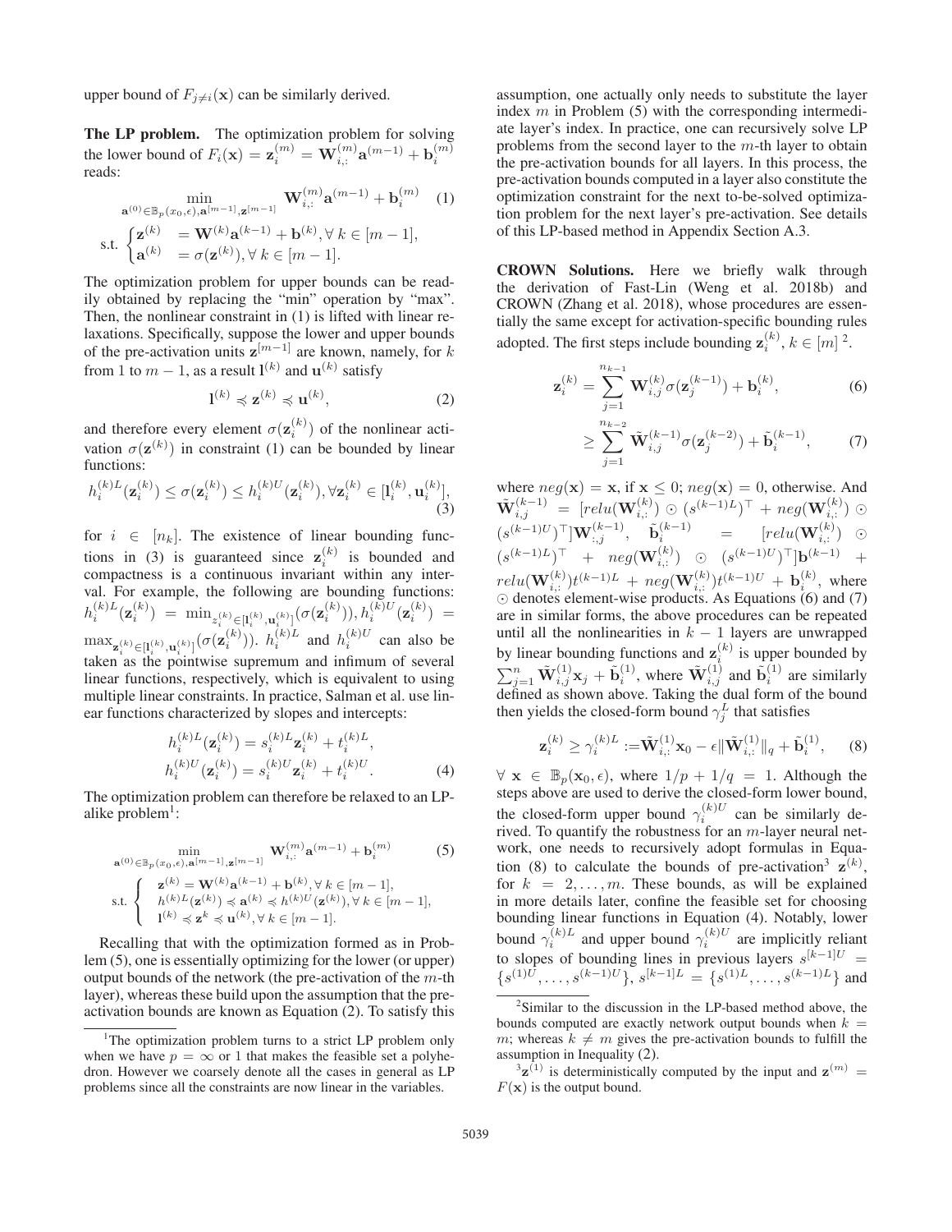upper bound of $F_{j \neq i}(\mathbf{x})$ can be similarly derived.

**The LP problem.** The optimization problem for solving the lower bound of $F_i(\mathbf{x}) = \mathbf{z}_i^{(m)} = \mathbf{W}_{i,:}^{(m)}\mathbf{a}^{(m-1)} + \mathbf{b}_i^{(m)}$ reads:

$$\min_{\mathbf{a}^{(0)} \in \mathbb{B}_p(x_0,\epsilon), \mathbf{a}^{[m-1]}, \mathbf{z}^{[m-1]}} \mathbf{W}_{i,:}^{(m)}\mathbf{a}^{(m-1)} + \mathbf{b}_i^{(m)} \quad (1)$$
$$\text{s.t.} \begin{cases} \mathbf{z}^{(k)} &= \mathbf{W}^{(k)}\mathbf{a}^{(k-1)} + \mathbf{b}^{(k)}, \forall\, k \in [m-1], \\ \mathbf{a}^{(k)} &= \sigma(\mathbf{z}^{(k)}), \forall\, k \in [m-1]. \end{cases}$$

The optimization problem for upper bounds can be readily obtained by replacing the "min" operation by "max". Then, the nonlinear constraint in (1) is lifted with linear relaxations. Specifically, suppose the lower and upper bounds of the pre-activation units $\mathbf{z}^{[m-1]}$ are known, namely, for $k$ from 1 to $m-1$, as a result $\mathbf{l}^{(k)}$ and $\mathbf{u}^{(k)}$ satisfy

$$\mathbf{l}^{(k)} \preccurlyeq \mathbf{z}^{(k)} \preccurlyeq \mathbf{u}^{(k)}, \quad (2)$$

and therefore every element $\sigma(\mathbf{z}_i^{(k)})$ of the nonlinear activation $\sigma(\mathbf{z}^{(k)})$ in constraint (1) can be bounded by linear functions:

$$h_i^{(k)L}(\mathbf{z}_i^{(k)}) \leq \sigma(\mathbf{z}_i^{(k)}) \leq h_i^{(k)U}(\mathbf{z}_i^{(k)}), \forall \mathbf{z}_i^{(k)} \in [\mathbf{l}_i^{(k)}, \mathbf{u}_i^{(k)}], \quad (3)$$

for $i \in [n_k]$. The existence of linear bounding functions in (3) is guaranteed since $\mathbf{z}_i^{(k)}$ is bounded and compactness is a continuous invariant within any interval. For example, the following are bounding functions: $h_i^{(k)L}(\mathbf{z}_i^{(k)}) = \min_{z_i^{(k)} \in [\mathbf{l}_i^{(k)}, \mathbf{u}_i^{(k)}]}(\sigma(\mathbf{z}_i^{(k)})), h_i^{(k)U}(\mathbf{z}_i^{(k)}) = \max_{\mathbf{z}_i^{(k)} \in [\mathbf{l}_i^{(k)}, \mathbf{u}_i^{(k)}]}(\sigma(\mathbf{z}_i^{(k)}))$. $h_i^{(k)L}$ and $h_i^{(k)U}$ can also be taken as the pointwise supremum and infimum of several linear functions, respectively, which is equivalent to using multiple linear constraints. In practice, Salman et al. use linear functions characterized by slopes and intercepts:

$$h_i^{(k)L}(\mathbf{z}_i^{(k)}) = s_i^{(k)L}\mathbf{z}_i^{(k)} + t_i^{(k)L},$$
$$h_i^{(k)U}(\mathbf{z}_i^{(k)}) = s_i^{(k)U}\mathbf{z}_i^{(k)} + t_i^{(k)U}. \quad (4)$$

The optimization problem can therefore be relaxed to an LP-alike problem[1]:

$$\min_{\mathbf{a}^{(0)} \in \mathbb{B}_p(x_0,\epsilon), \mathbf{a}^{[m-1]}, \mathbf{z}^{[m-1]}} \mathbf{W}_{i,:}^{(m)}\mathbf{a}^{(m-1)} + \mathbf{b}_i^{(m)} \quad (5)$$
$$\text{s.t.} \begin{cases} \mathbf{z}^{(k)} = \mathbf{W}^{(k)}\mathbf{a}^{(k-1)} + \mathbf{b}^{(k)}, \forall\, k \in [m-1], \\ h^{(k)L}(\mathbf{z}^{(k)}) \preccurlyeq \mathbf{a}^{(k)} \preccurlyeq h^{(k)U}(\mathbf{z}^{(k)}), \forall\, k \in [m-1], \\ \mathbf{l}^{(k)} \preccurlyeq \mathbf{z}^{k} \preccurlyeq \mathbf{u}^{(k)}, \forall\, k \in [m-1]. \end{cases}$$

Recalling that with the optimization formed as in Problem (5), one is essentially optimizing for the lower (or upper) output bounds of the network (the pre-activation of the $m$-th layer), whereas these build upon the assumption that the pre-activation bounds are known as Equation (2). To satisfy this assumption, one actually only needs to substitute the layer index $m$ in Problem (5) with the corresponding intermediate layer's index. In practice, one can recursively solve LP problems from the second layer to the $m$-th layer to obtain the pre-activation bounds for all layers. In this process, the pre-activation bounds computed in a layer also constitute the optimization constraint for the next to-be-solved optimization problem for the next layer's pre-activation. See details of this LP-based method in Appendix Section A.3.

**CROWN Solutions.** Here we briefly walk through the derivation of Fast-Lin (Weng et al. 2018b) and CROWN (Zhang et al. 2018), whose procedures are essentially the same except for activation-specific bounding rules adopted. The first steps include bounding $\mathbf{z}_i^{(k)}, k \in [m]$[2].

$$\mathbf{z}_i^{(k)} = \sum_{j=1}^{n_{k-1}} \mathbf{W}_{i,j}^{(k)}\sigma(\mathbf{z}_j^{(k-1)}) + \mathbf{b}_i^{(k)}, \quad (6)$$
$$\geq \sum_{j=1}^{n_{k-2}} \tilde{\mathbf{W}}_{i,j}^{(k-1)}\sigma(\mathbf{z}_j^{(k-2)}) + \tilde{\mathbf{b}}_i^{(k-1)}, \quad (7)$$

where $neg(\mathbf{x}) = \mathbf{x}$, if $\mathbf{x} \leq 0$; $neg(\mathbf{x}) = 0$, otherwise. And $\tilde{\mathbf{W}}_{i,j}^{(k-1)} = [relu(\mathbf{W}_{i,:}^{(k)}) \odot (s^{(k-1)L})^\top + neg(\mathbf{W}_{i,:}^{(k)}) \odot (s^{(k-1)U})^\top]\mathbf{W}_{:,j}^{(k-1)}$, $\tilde{\mathbf{b}}_i^{(k-1)} = [relu(\mathbf{W}_{i,:}^{(k)}) \odot (s^{(k-1)L})^\top + neg(\mathbf{W}_{i,:}^{(k)}) \odot (s^{(k-1)U})^\top]\mathbf{b}^{(k-1)} + relu(\mathbf{W}_{i,:}^{(k)})t^{(k-1)L} + neg(\mathbf{W}_{i,:}^{(k)})t^{(k-1)U} + \mathbf{b}_i^{(k)}$, where $\odot$ denotes element-wise products. As Equations (6) and (7) are in similar forms, the above procedures can be repeated until all the nonlinearities in $k-1$ layers are unwrapped by linear bounding functions and $\mathbf{z}_i^{(k)}$ is upper bounded by $\sum_{j=1}^{n} \tilde{\mathbf{W}}_{i,j}^{(1)}\mathbf{x}_j + \tilde{\mathbf{b}}_i^{(1)}$, where $\tilde{\mathbf{W}}_{i,j}^{(1)}$ and $\tilde{\mathbf{b}}_i^{(1)}$ are similarly defined as shown above. Taking the dual form of the bound then yields the closed-form bound $\gamma_j^L$ that satisfies

$$\mathbf{z}_i^{(k)} \geq \gamma_i^{(k)L} := \tilde{\mathbf{W}}_{i,:}^{(1)}\mathbf{x}_0 - \epsilon\|\tilde{\mathbf{W}}_{i,:}^{(1)}\|_q + \tilde{\mathbf{b}}_i^{(1)}, \quad (8)$$

$\forall\ \mathbf{x} \in \mathbb{B}_p(\mathbf{x}_0, \epsilon)$, where $1/p + 1/q = 1$. Although the steps above are used to derive the closed-form lower bound, the closed-form upper bound $\gamma_i^{(k)U}$ can be similarly derived. To quantify the robustness for an $m$-layer neural network, one needs to recursively adopt formulas in Equation (8) to calculate the bounds of pre-activation[3] $\mathbf{z}^{(k)}$, for $k = 2, \ldots, m$. These bounds, as will be explained in more details later, confine the feasible set for choosing bounding linear functions in Equation (4). Notably, lower bound $\gamma_i^{(k)L}$ and upper bound $\gamma_i^{(k)U}$ are implicitly reliant to slopes of bounding lines in previous layers $s^{[k-1]U} = \{s^{(1)U}, \ldots, s^{(k-1)U}\}$, $s^{[k-1]L} = \{s^{(1)L}, \ldots, s^{(k-1)L}\}$ and

---

[1] The optimization problem turns to a strict LP problem only when we have $p = \infty$ or 1 that makes the feasible set a polyhedron. However we coarsely denote all the cases in general as LP problems since all the constraints are now linear in the variables.

[2] Similar to the discussion in the LP-based method above, the bounds computed are exactly network output bounds when $k = m$; whereas $k \neq m$ gives the pre-activation bounds to fulfill the assumption in Inequality (2).

[3] $\mathbf{z}^{(1)}$ is deterministically computed by the input and $\mathbf{z}^{(m)} = F(\mathbf{x})$ is the output bound.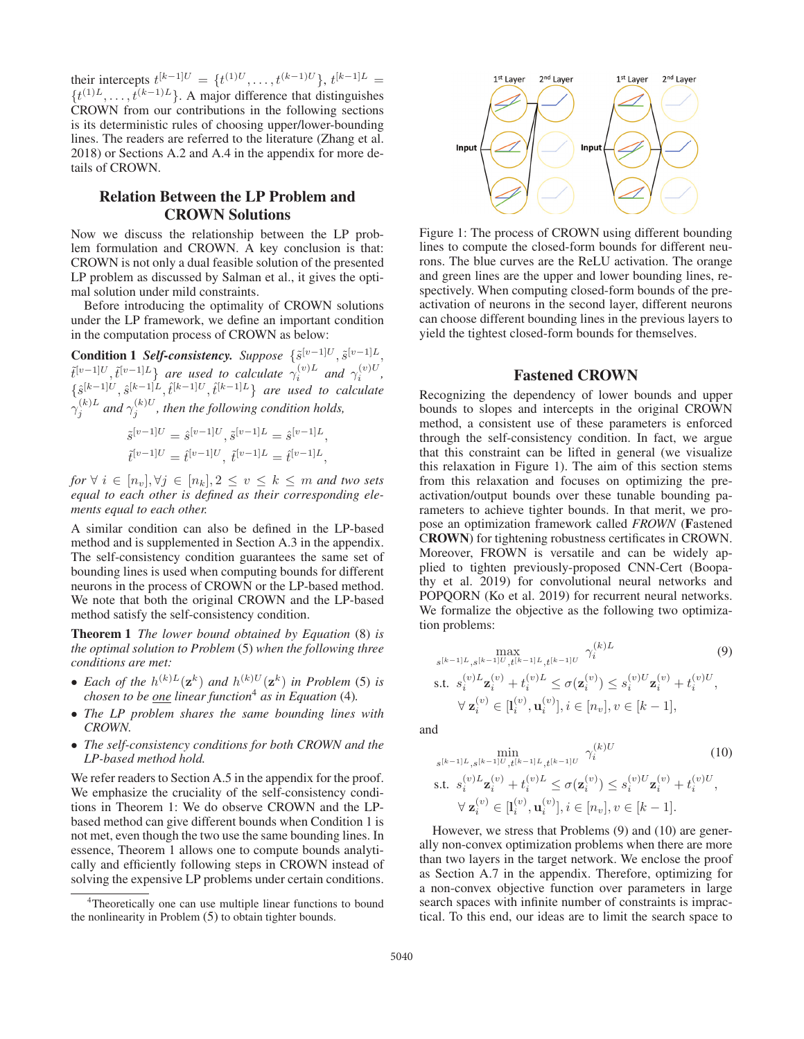their intercepts $t^{[k-1]U} = \{t^{(1)U}, \dots, t^{(k-1)U}\}$, $t^{[k-1]L} = \{t^{(1)L}, \dots, t^{(k-1)L}\}$. A major difference that distinguishes CROWN from our contributions in the following sections is its deterministic rules of choosing upper/lower-bounding lines. The readers are referred to the literature (Zhang et al. 2018) or Sections A.2 and A.4 in the appendix for more details of CROWN.

## Relation Between the LP Problem and CROWN Solutions

Now we discuss the relationship between the LP problem formulation and CROWN. A key conclusion is that: CROWN is not only a dual feasible solution of the presented LP problem as discussed by Salman et al., it gives the optimal solution under mild constraints.

Before introducing the optimality of CROWN solutions under the LP framework, we define an important condition in the computation process of CROWN as below:

**Condition 1** ***Self-consistency.*** *Suppose* $\{\tilde{s}^{[v-1]U}, \tilde{s}^{[v-1]L}, \tilde{t}^{[v-1]U}, \tilde{t}^{[v-1]L}\}$ *are used to calculate* $\gamma_i^{(v)L}$ *and* $\gamma_i^{(v)U}$, $\{\hat{s}^{[k-1]U}, \hat{s}^{[k-1]L}, \hat{t}^{[k-1]U}, \hat{t}^{[k-1]L}\}$ *are used to calculate* $\gamma_j^{(k)L}$ *and* $\gamma_j^{(k)U}$*, then the following condition holds,*

$$\tilde{s}^{[v-1]U} = \hat{s}^{[v-1]U}, \tilde{s}^{[v-1]L} = \hat{s}^{[v-1]L},$$
$$\tilde{t}^{[v-1]U} = \hat{t}^{[v-1]U}, \ \tilde{t}^{[v-1]L} = \hat{t}^{[v-1]L},$$

*for* $\forall\, i \in [n_v], \forall j \in [n_k], 2 \le v \le k \le m$ *and two sets equal to each other is defined as their corresponding elements equal to each other.*

A similar condition can also be defined in the LP-based method and is supplemented in Section A.3 in the appendix. The self-consistency condition guarantees the same set of bounding lines is used when computing bounds for different neurons in the process of CROWN or the LP-based method. We note that both the original CROWN and the LP-based method satisfy the self-consistency condition.

**Theorem 1** *The lower bound obtained by Equation* (8) *is the optimal solution to Problem* (5) *when the following three conditions are met:*

- *Each of the* $h^{(k)L}(\mathbf{z}^k)$ *and* $h^{(k)U}(\mathbf{z}^k)$ *in Problem* (5) *is chosen to be one linear function*[4] *as in Equation* (4)*.*
- *The LP problem shares the same bounding lines with CROWN.*
- *The self-consistency conditions for both CROWN and the LP-based method hold.*

We refer readers to Section A.5 in the appendix for the proof. We emphasize the cruciality of the self-consistency conditions in Theorem 1: We do observe CROWN and the LP-based method can give different bounds when Condition 1 is not met, even though the two use the same bounding lines. In essence, Theorem 1 allows one to compute bounds analytically and efficiently following steps in CROWN instead of solving the expensive LP problems under certain conditions.

[4]Theoretically one can use multiple linear functions to bound the nonlinearity in Problem (5) to obtain tighter bounds.

Figure 1: The process of CROWN using different bounding lines to compute the closed-form bounds for different neurons. The blue curves are the ReLU activation. The orange and green lines are the upper and lower bounding lines, respectively. When computing closed-form bounds of the pre-activation of neurons in the second layer, different neurons can choose different bounding lines in the previous layers to yield the tightest closed-form bounds for themselves.

## Fastened CROWN

Recognizing the dependency of lower bounds and upper bounds to slopes and intercepts in the original CROWN method, a consistent use of these parameters is enforced through the self-consistency condition. In fact, we argue that this constraint can be lifted in general (we visualize this relaxation in Figure 1). The aim of this section stems from this relaxation and focuses on optimizing the pre-activation/output bounds over these tunable bounding parameters to achieve tighter bounds. In that merit, we propose an optimization framework called *FROWN* (**F**astened C**ROWN**) for tightening robustness certificates in CROWN. Moreover, FROWN is versatile and can be widely applied to tighten previously-proposed CNN-Cert (Boopathy et al. 2019) for convolutional neural networks and POPQORN (Ko et al. 2019) for recurrent neural networks. We formalize the objective as the following two optimization problems:

$$\max_{s^{[k-1]L}, s^{[k-1]U}, t^{[k-1]L}, t^{[k-1]U}} \gamma_i^{(k)L} \tag{9}$$
$$\text{s.t. } s_i^{(v)L}\mathbf{z}_i^{(v)} + t_i^{(v)L} \le \sigma(\mathbf{z}_i^{(v)}) \le s_i^{(v)U}\mathbf{z}_i^{(v)} + t_i^{(v)U},$$
$$\forall\, \mathbf{z}_i^{(v)} \in [\mathbf{l}_i^{(v)}, \mathbf{u}_i^{(v)}], i \in [n_v], v \in [k-1],$$

and

$$\min_{s^{[k-1]L}, s^{[k-1]U}, t^{[k-1]L}, t^{[k-1]U}} \gamma_i^{(k)U} \tag{10}$$
$$\text{s.t. } s_i^{(v)L}\mathbf{z}_i^{(v)} + t_i^{(v)L} \le \sigma(\mathbf{z}_i^{(v)}) \le s_i^{(v)U}\mathbf{z}_i^{(v)} + t_i^{(v)U},$$
$$\forall\, \mathbf{z}_i^{(v)} \in [\mathbf{l}_i^{(v)}, \mathbf{u}_i^{(v)}], i \in [n_v], v \in [k-1].$$

However, we stress that Problems (9) and (10) are generally non-convex optimization problems when there are more than two layers in the target network. We enclose the proof as Section A.7 in the appendix. Therefore, optimizing for a non-convex objective function over parameters in large search spaces with infinite number of constraints is impractical. To this end, our ideas are to limit the search space to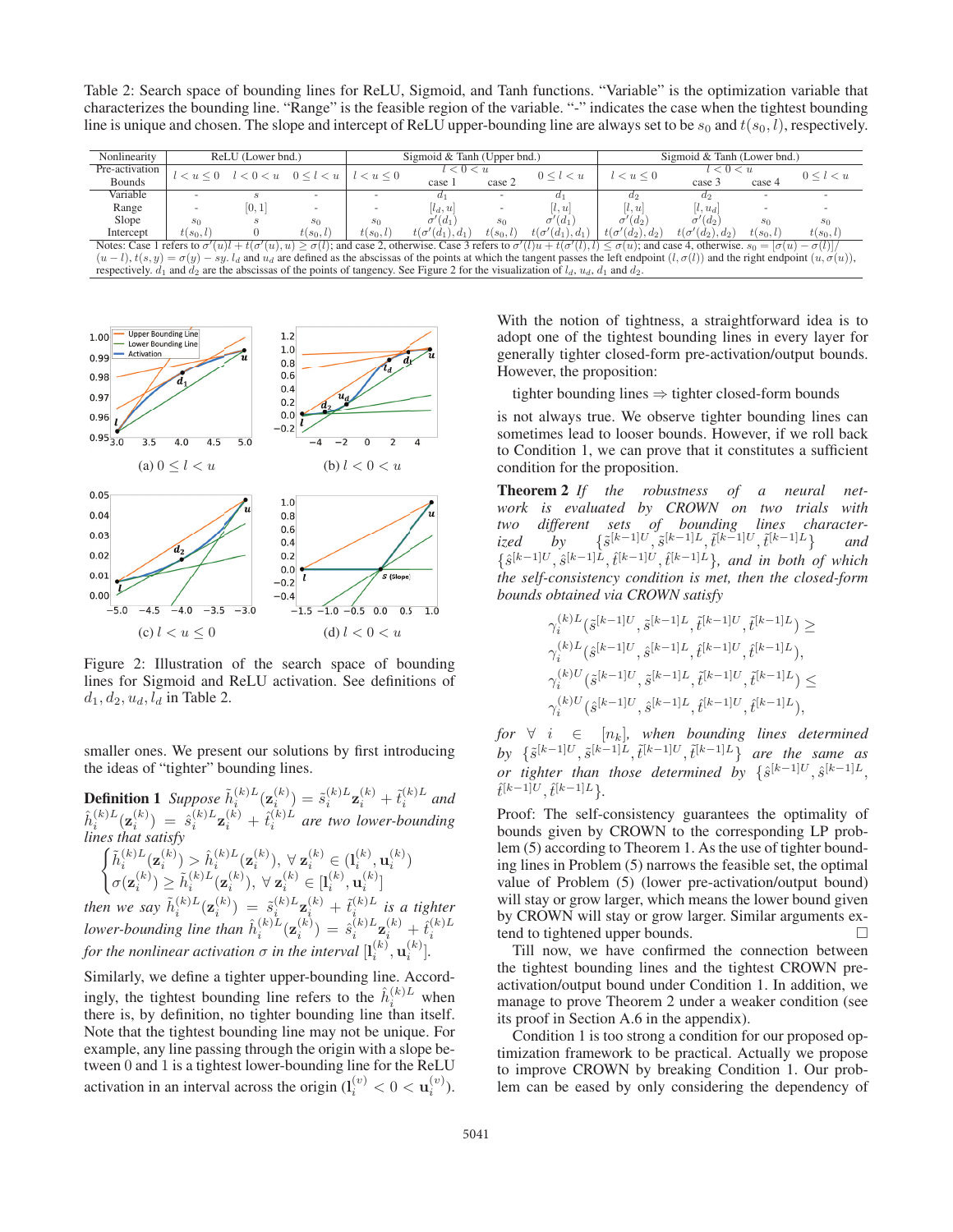Table 2: Search space of bounding lines for ReLU, Sigmoid, and Tanh functions. "Variable" is the optimization variable that characterizes the bounding line. "Range" is the feasible region of the variable. "-" indicates the case when the tightest bounding line is unique and chosen. The slope and intercept of ReLU upper-bounding line are always set to be $s_0$ and $t(s_0, l)$, respectively.

| Nonlinearity | ReLU (Lower bnd.) | | | Sigmoid & Tanh (Upper bnd.) | | | | Sigmoid & Tanh (Lower bnd.) | | | |
|---|---|---|---|---|---|---|---|---|---|---|---|
| Pre-activation Bounds | $l < u \leq 0$ | $l < 0 < u$ | $0 \leq l < u$ | $l < u \leq 0$ | $l < 0 < u$ case 1 | $l < 0 < u$ case 2 | $0 \leq l < u$ | $l < u \leq 0$ | $l < 0 < u$ case 3 | $l < 0 < u$ case 4 | $0 \leq l < u$ |
| Variable | - | $s$ | - | - | $d_1$ | - | $d_1$ | $d_2$ | $d_2$ | - | - |
| Range | - | $[0, 1]$ | - | - | $[l_d, u]$ | - | $[l, u]$ | $[l, u]$ | $[l, u_d]$ | - | - |
| Slope | $s_0$ | $s$ | $s_0$ | $s_0$ | $\sigma'(d_1)$ | $s_0$ | $\sigma'(d_1)$ | $\sigma'(d_2)$ | $\sigma'(d_2)$ | $s_0$ | $s_0$ |
| Intercept | $t(s_0, l)$ | 0 | $t(s_0, l)$ | $t(s_0, l)$ | $t(\sigma'(d_1), d_1)$ | $t(s_0, l)$ | $t(\sigma'(d_1), d_1)$ | $t(\sigma'(d_2), d_2)$ | $t(\sigma'(d_2), d_2)$ | $t(s_0, l)$ | $t(s_0, l)$ |

Notes: Case 1 refers to $\sigma'(u)l + t(\sigma'(u), u) \geq \sigma(l)$; and case 2, otherwise. Case 3 refers to $\sigma'(l)u + t(\sigma'(l), l) \leq \sigma(u)$; and case 4, otherwise. $s_0 = [\sigma(u) - \sigma(l)]/(u - l)$, $t(s, y) = \sigma(y) - sy$. $l_d$ and $u_d$ are defined as the abscissas of the points at which the tangent passes the left endpoint $(l, \sigma(l))$ and the right endpoint $(u, \sigma(u))$, respectively. $d_1$ and $d_2$ are the abscissas of the points of tangency. See Figure 2 for the visualization of $l_d$, $u_d$, $d_1$ and $d_2$.

(a) $0 \leq l < u$ (b) $l < 0 < u$ (c) $l < u \leq 0$ (d) $l < 0 < u$

Figure 2: Illustration of the search space of bounding lines for Sigmoid and ReLU activation. See definitions of $d_1, d_2, u_d, l_d$ in Table 2.

smaller ones. We present our solutions by first introducing the ideas of "tighter" bounding lines.

**Definition 1** *Suppose $\tilde{h}_i^{(k)L}(\mathbf{z}_i^{(k)}) = \tilde{s}_i^{(k)L}\mathbf{z}_i^{(k)} + \tilde{t}_i^{(k)L}$ and $\hat{h}_i^{(k)L}(\mathbf{z}_i^{(k)}) = \hat{s}_i^{(k)L}\mathbf{z}_i^{(k)} + \hat{t}_i^{(k)L}$ are two lower-bounding lines that satisfy*

$$\begin{cases} \tilde{h}_i^{(k)L}(\mathbf{z}_i^{(k)}) > \hat{h}_i^{(k)L}(\mathbf{z}_i^{(k)}), \ \forall\, \mathbf{z}_i^{(k)} \in (\mathbf{l}_i^{(k)}, \mathbf{u}_i^{(k)}) \\ \sigma(\mathbf{z}_i^{(k)}) \geq \tilde{h}_i^{(k)L}(\mathbf{z}_i^{(k)}), \ \forall\, \mathbf{z}_i^{(k)} \in [\mathbf{l}_i^{(k)}, \mathbf{u}_i^{(k)}] \end{cases}$$

*then we say $\tilde{h}_i^{(k)L}(\mathbf{z}_i^{(k)}) = \tilde{s}_i^{(k)L}\mathbf{z}_i^{(k)} + \tilde{t}_i^{(k)L}$ is a tighter lower-bounding line than $\hat{h}_i^{(k)L}(\mathbf{z}_i^{(k)}) = \hat{s}_i^{(k)L}\mathbf{z}_i^{(k)} + \hat{t}_i^{(k)L}$ for the nonlinear activation $\sigma$ in the interval $[\mathbf{l}_i^{(k)}, \mathbf{u}_i^{(k)}]$.*

Similarly, we define a tighter upper-bounding line. Accordingly, the tightest bounding line refers to the $\hat{h}_i^{(k)L}$ when there is, by definition, no tighter bounding line than itself. Note that the tightest bounding line may not be unique. For example, any line passing through the origin with a slope between 0 and 1 is a tightest lower-bounding line for the ReLU activation in an interval across the origin ($\mathbf{l}_i^{(v)} < 0 < \mathbf{u}_i^{(v)}$).

With the notion of tightness, a straightforward idea is to adopt one of the tightest bounding lines in every layer for generally tighter closed-form pre-activation/output bounds. However, the proposition:

tighter bounding lines ⇒ tighter closed-form bounds

is not always true. We observe tighter bounding lines can sometimes lead to looser bounds. However, if we roll back to Condition 1, we can prove that it constitutes a sufficient condition for the proposition.

**Theorem 2** *If the robustness of a neural network is evaluated by CROWN on two trials with two different sets of bounding lines characterized by $\{\tilde{s}^{[k-1]U}, \tilde{s}^{[k-1]L}, \tilde{t}^{[k-1]U}, \tilde{t}^{[k-1]L}\}$ and $\{\hat{s}^{[k-1]U}, \hat{s}^{[k-1]L}, \hat{t}^{[k-1]U}, \hat{t}^{[k-1]L}\}$, and in both of which the self-consistency condition is met, then the closed-form bounds obtained via CROWN satisfy*

$$\gamma_i^{(k)L}(\tilde{s}^{[k-1]U}, \tilde{s}^{[k-1]L}, \tilde{t}^{[k-1]U}, \tilde{t}^{[k-1]L}) \geq \gamma_i^{(k)L}(\hat{s}^{[k-1]U}, \hat{s}^{[k-1]L}, \hat{t}^{[k-1]U}, \hat{t}^{[k-1]L}),$$

$$\gamma_i^{(k)U}(\tilde{s}^{[k-1]U}, \tilde{s}^{[k-1]L}, \tilde{t}^{[k-1]U}, \tilde{t}^{[k-1]L}) \leq \gamma_i^{(k)U}(\hat{s}^{[k-1]U}, \hat{s}^{[k-1]L}, \hat{t}^{[k-1]U}, \hat{t}^{[k-1]L}),$$

*for $\forall\ i \in [n_k]$, when bounding lines determined by $\{\tilde{s}^{[k-1]U}, \tilde{s}^{[k-1]L}, \tilde{t}^{[k-1]U}, \tilde{t}^{[k-1]L}\}$ are the same as or tighter than those determined by $\{\hat{s}^{[k-1]U}, \hat{s}^{[k-1]L}, \hat{t}^{[k-1]U}, \hat{t}^{[k-1]L}\}$.*

Proof: The self-consistency guarantees the optimality of bounds given by CROWN to the corresponding LP problem (5) according to Theorem 1. As the use of tighter bounding lines in Problem (5) narrows the feasible set, the optimal value of Problem (5) (lower pre-activation/output bound) will stay or grow larger, which means the lower bound given by CROWN will stay or grow larger. Similar arguments extend to tightened upper bounds. □

Till now, we have confirmed the connection between the tightest bounding lines and the tightest CROWN pre-activation/output bound under Condition 1. In addition, we manage to prove Theorem 2 under a weaker condition (see its proof in Section A.6 in the appendix).

Condition 1 is too strong a condition for our proposed optimization framework to be practical. Actually we propose to improve CROWN by breaking Condition 1. Our problem can be eased by only considering the dependency of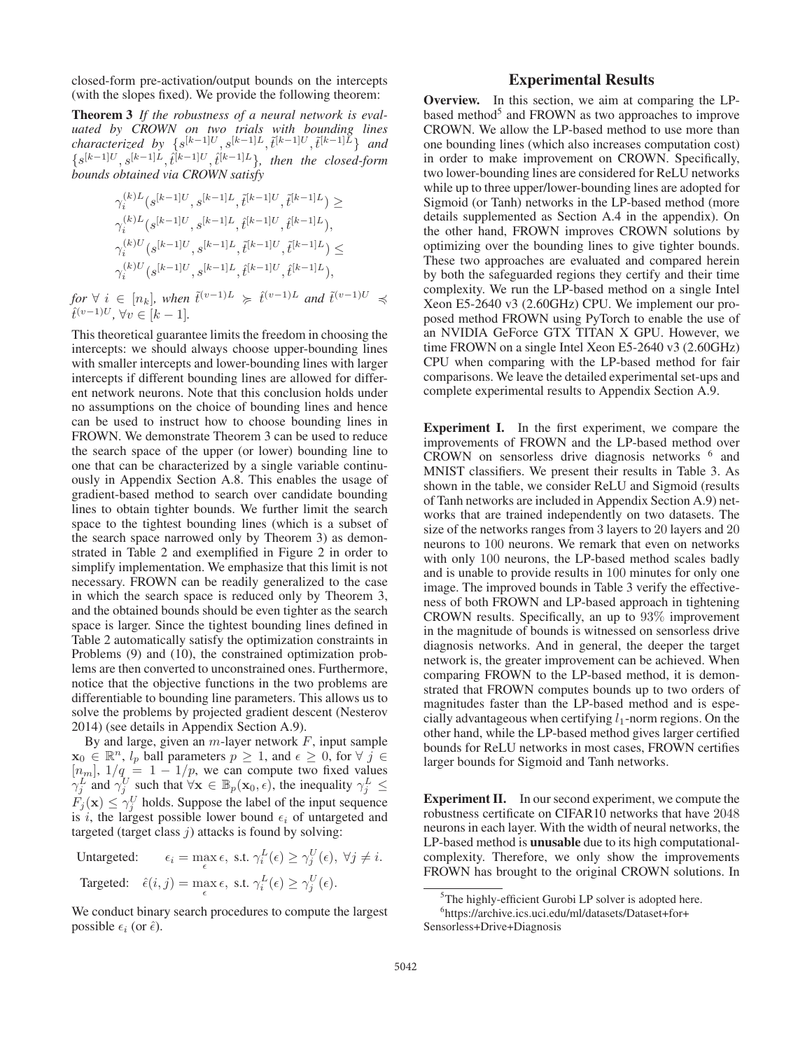closed-form pre-activation/output bounds on the intercepts (with the slopes fixed). We provide the following theorem:

**Theorem 3** *If the robustness of a neural network is evaluated by CROWN on two trials with bounding lines characterized by* $\{s^{[k-1]U}, s^{[k-1]L}, \tilde{t}^{[k-1]U}, \tilde{t}^{[k-1]L}\}$ *and* $\{s^{[k-1]U}, s^{[k-1]L}, \hat{t}^{[k-1]U}, \hat{t}^{[k-1]L}\}$*, then the closed-form bounds obtained via CROWN satisfy*

$$
\begin{aligned}
&\gamma_i^{(k)L}(s^{[k-1]U}, s^{[k-1]L}, \tilde{t}^{[k-1]U}, \tilde{t}^{[k-1]L}) \geq \\
&\gamma_i^{(k)L}(s^{[k-1]U}, s^{[k-1]L}, \hat{t}^{[k-1]U}, \hat{t}^{[k-1]L}), \\
&\gamma_i^{(k)U}(s^{[k-1]U}, s^{[k-1]L}, \tilde{t}^{[k-1]U}, \tilde{t}^{[k-1]L}) \leq \\
&\gamma_i^{(k)U}(s^{[k-1]U}, s^{[k-1]L}, \hat{t}^{[k-1]U}, \hat{t}^{[k-1]L}),
\end{aligned}
$$

*for* $\forall\, i \in [n_k]$*, when* $\tilde{t}^{(v-1)L} \succcurlyeq \hat{t}^{(v-1)L}$ *and* $\tilde{t}^{(v-1)U} \preccurlyeq \hat{t}^{(v-1)U}, \forall v \in [k-1]$.

This theoretical guarantee limits the freedom in choosing the intercepts: we should always choose upper-bounding lines with smaller intercepts and lower-bounding lines with larger intercepts if different bounding lines are allowed for different network neurons. Note that this conclusion holds under no assumptions on the choice of bounding lines and hence can be used to instruct how to choose bounding lines in FROWN. We demonstrate Theorem 3 can be used to reduce the search space of the upper (or lower) bounding line to one that can be characterized by a single variable continuously in Appendix Section A.8. This enables the usage of gradient-based method to search over candidate bounding lines to obtain tighter bounds. We further limit the search space to the tightest bounding lines (which is a subset of the search space narrowed only by Theorem 3) as demonstrated in Table 2 and exemplified in Figure 2 in order to simplify implementation. We emphasize that this limit is not necessary. FROWN can be readily generalized to the case in which the search space is reduced only by Theorem 3, and the obtained bounds should be even tighter as the search space is larger. Since the tightest bounding lines defined in Table 2 automatically satisfy the optimization constraints in Problems (9) and (10), the constrained optimization problems are then converted to unconstrained ones. Furthermore, notice that the objective functions in the two problems are differentiable to bounding line parameters. This allows us to solve the problems by projected gradient descent (Nesterov 2014) (see details in Appendix Section A.9).

By and large, given an $m$-layer network $F$, input sample $\mathbf{x}_0 \in \mathbb{R}^n$, $l_p$ ball parameters $p \geq 1$, and $\epsilon \geq 0$, for $\forall\, j \in [n_m]$, $1/q = 1 - 1/p$, we can compute two fixed values $\gamma_j^L$ and $\gamma_j^U$ such that $\forall \mathbf{x} \in \mathbb{B}_p(\mathbf{x}_0, \epsilon)$, the inequality $\gamma_j^L \leq F_j(\mathbf{x}) \leq \gamma_j^U$ holds. Suppose the label of the input sequence is $i$, the largest possible lower bound $\epsilon_i$ of untargeted and targeted (target class $j$) attacks is found by solving:

$$
\text{Untargeted:} \quad \epsilon_i = \max_{\epsilon} \epsilon, \text{ s.t. } \gamma_i^L(\epsilon) \geq \gamma_j^U(\epsilon), \ \forall j \neq i.
$$

$$
\text{Targeted:} \quad \hat{\epsilon}(i,j) = \max_{\epsilon} \epsilon, \text{ s.t. } \gamma_i^L(\epsilon) \geq \gamma_j^U(\epsilon).
$$

We conduct binary search procedures to compute the largest possible $\epsilon_i$ (or $\hat{\epsilon}$).

## Experimental Results

**Overview.** In this section, we aim at comparing the LP-based method[5] and FROWN as two approaches to improve CROWN. We allow the LP-based method to use more than one bounding lines (which also increases computation cost) in order to make improvement on CROWN. Specifically, two lower-bounding lines are considered for ReLU networks while up to three upper/lower-bounding lines are adopted for Sigmoid (or Tanh) networks in the LP-based method (more details supplemented as Section A.4 in the appendix). On the other hand, FROWN improves CROWN solutions by optimizing over the bounding lines to give tighter bounds. These two approaches are evaluated and compared herein by both the safeguarded regions they certify and their time complexity. We run the LP-based method on a single Intel Xeon E5-2640 v3 (2.60GHz) CPU. We implement our proposed method FROWN using PyTorch to enable the use of an NVIDIA GeForce GTX TITAN X GPU. However, we time FROWN on a single Intel Xeon E5-2640 v3 (2.60GHz) CPU when comparing with the LP-based method for fair comparisons. We leave the detailed experimental set-ups and complete experimental results to Appendix Section A.9.

**Experiment I.** In the first experiment, we compare the improvements of FROWN and the LP-based method over CROWN on sensorless drive diagnosis networks [6] and MNIST classifiers. We present their results in Table 3. As shown in the table, we consider ReLU and Sigmoid (results of Tanh networks are included in Appendix Section A.9) networks that are trained independently on two datasets. The size of the networks ranges from 3 layers to 20 layers and 20 neurons to 100 neurons. We remark that even on networks with only 100 neurons, the LP-based method scales badly and is unable to provide results in 100 minutes for only one image. The improved bounds in Table 3 verify the effectiveness of both FROWN and LP-based approach in tightening CROWN results. Specifically, an up to 93% improvement in the magnitude of bounds is witnessed on sensorless drive diagnosis networks. And in general, the deeper the target network is, the greater improvement can be achieved. When comparing FROWN to the LP-based method, it is demonstrated that FROWN computes bounds up to two orders of magnitudes faster than the LP-based method and is especially advantageous when certifying $l_1$-norm regions. On the other hand, while the LP-based method gives larger certified bounds for ReLU networks in most cases, FROWN certifies larger bounds for Sigmoid and Tanh networks.

**Experiment II.** In our second experiment, we compute the robustness certificate on CIFAR10 networks that have 2048 neurons in each layer. With the width of neural networks, the LP-based method is **unusable** due to its high computational-complexity. Therefore, we only show the improvements FROWN has brought to the original CROWN solutions. In

[5] The highly-efficient Gurobi LP solver is adopted here.

[6] https://archive.ics.uci.edu/ml/datasets/Dataset+for+Sensorless+Drive+Diagnosis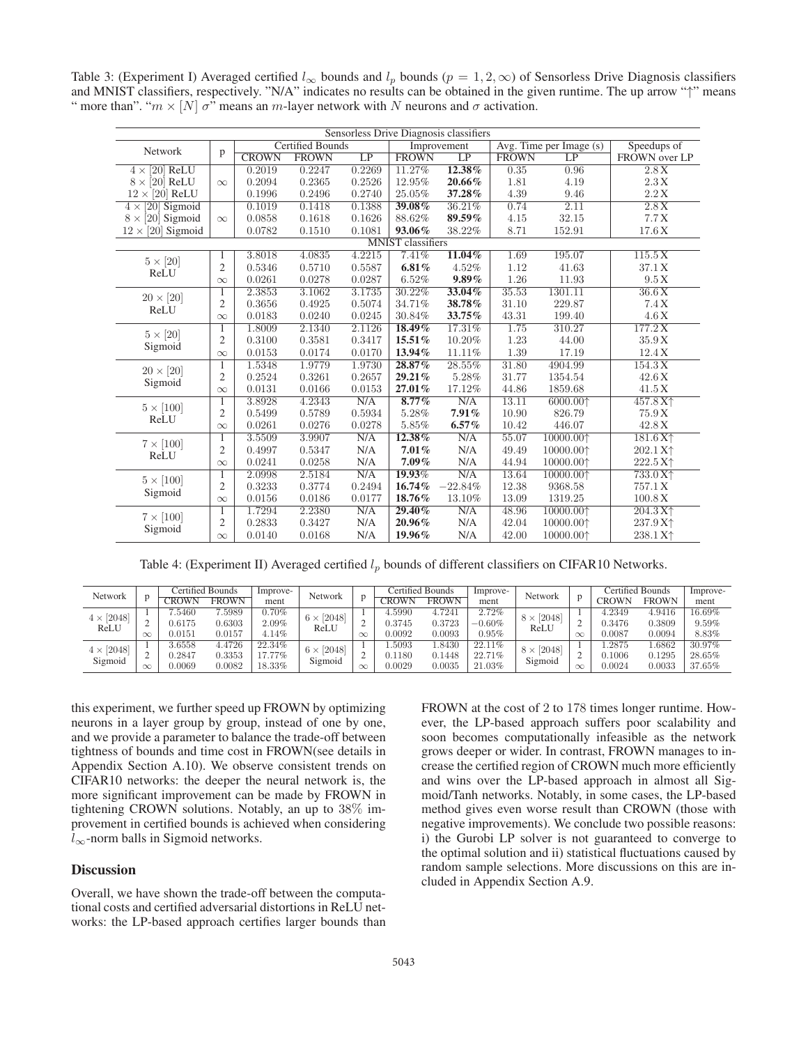Table 3: (Experiment I) Averaged certified $l_\infty$ bounds and $l_p$ bounds ($p = 1, 2, \infty$) of Sensorless Drive Diagnosis classifiers and MNIST classifiers, respectively. "N/A" indicates no results can be obtained in the given runtime. The up arrow "↑" means " more than". "$m \times [N]$ $\sigma$" means an $m$-layer network with $N$ neurons and $\sigma$ activation.

| Network | p | Certified Bounds | | | Improvement | | Avg. Time per Image (s) | | Speedups of |
|---|---|---|---|---|---|---|---|---|---|
| | | CROWN | FROWN | LP | FROWN | LP | FROWN | LP | FROWN over LP |
| **Sensorless Drive Diagnosis classifiers** | | | | | | | | | |
| $4 \times [20]$ ReLU | $\infty$ | 0.2019 | 0.2247 | 0.2269 | 11.27% | **12.38%** | 0.35 | 0.96 | 2.8 X |
| $8 \times [20]$ ReLU | $\infty$ | 0.2094 | 0.2365 | 0.2526 | 12.95% | **20.66%** | 1.81 | 4.19 | 2.3 X |
| $12 \times [20]$ ReLU | $\infty$ | 0.1996 | 0.2496 | 0.2740 | 25.05% | **37.28%** | 4.39 | 9.46 | 2.2 X |
| $4 \times [20]$ Sigmoid | $\infty$ | 0.1019 | 0.1418 | 0.1388 | **39.08%** | 36.21% | 0.74 | 2.11 | 2.8 X |
| $8 \times [20]$ Sigmoid | $\infty$ | 0.0858 | 0.1618 | 0.1626 | 88.62% | **89.59%** | 4.15 | 32.15 | 7.7 X |
| $12 \times [20]$ Sigmoid | $\infty$ | 0.0782 | 0.1510 | 0.1081 | **93.06%** | 38.22% | 8.71 | 152.91 | 17.6 X |
| **MNIST classifiers** | | | | | | | | | |
| $5 \times [20]$ ReLU | 1 | 3.8018 | 4.0835 | 4.2215 | 7.41% | **11.04%** | 1.69 | 195.07 | 115.5 X |
| | 2 | 0.5346 | 0.5710 | 0.5587 | **6.81%** | 4.52% | 1.12 | 41.63 | 37.1 X |
| | $\infty$ | 0.0261 | 0.0278 | 0.0287 | 6.52% | **9.89%** | 1.26 | 11.93 | 9.5 X |
| $20 \times [20]$ ReLU | 1 | 2.3853 | 3.1062 | 3.1735 | 30.22% | **33.04%** | 35.53 | 1301.11 | 36.6 X |
| | 2 | 0.3656 | 0.4925 | 0.5074 | 34.71% | **38.78%** | 31.10 | 229.87 | 7.4 X |
| | $\infty$ | 0.0183 | 0.0240 | 0.0245 | 30.84% | **33.75%** | 43.31 | 199.40 | 4.6 X |
| $5 \times [20]$ Sigmoid | 1 | 1.8009 | 2.1340 | 2.1126 | **18.49%** | 17.31% | 1.75 | 310.27 | 177.2 X |
| | 2 | 0.3100 | 0.3581 | 0.3417 | **15.51%** | 10.20% | 1.23 | 44.00 | 35.9 X |
| | $\infty$ | 0.0153 | 0.0174 | 0.0170 | **13.94%** | 11.11% | 1.39 | 17.19 | 12.4 X |
| $20 \times [20]$ Sigmoid | 1 | 1.5348 | 1.9779 | 1.9730 | **28.87%** | 28.55% | 31.80 | 4904.99 | 154.3 X |
| | 2 | 0.2524 | 0.3261 | 0.2657 | **29.21%** | 5.28% | 31.77 | 1354.54 | 42.6 X |
| | $\infty$ | 0.0131 | 0.0166 | 0.0153 | **27.01%** | 17.12% | 44.86 | 1859.68 | 41.5 X |
| $5 \times [100]$ ReLU | 1 | 3.8928 | 4.2343 | N/A | **8.77%** | N/A | 13.11 | 6000.00↑ | 457.8 X↑ |
| | 2 | 0.5499 | 0.5789 | 0.5934 | 5.28% | **7.91%** | 10.90 | 826.79 | 75.9 X |
| | $\infty$ | 0.0261 | 0.0276 | 0.0278 | 5.85% | **6.57%** | 10.42 | 446.07 | 42.8 X |
| $7 \times [100]$ ReLU | 1 | 3.5509 | 3.9907 | N/A | **12.38%** | N/A | 55.07 | 10000.00↑ | 181.6 X↑ |
| | 2 | 0.4997 | 0.5347 | N/A | **7.01%** | N/A | 49.49 | 10000.00↑ | 202.1 X↑ |
| | $\infty$ | 0.0241 | 0.0258 | N/A | **7.09%** | N/A | 44.94 | 10000.00↑ | 222.5 X↑ |
| $5 \times [100]$ Sigmoid | 1 | 2.0998 | 2.5184 | N/A | **19.93%** | N/A | 13.64 | 10000.00↑ | 733.0 X↑ |
| | 2 | 0.3233 | 0.3774 | 0.2494 | **16.74%** | −22.84% | 12.38 | 9368.58 | 757.1 X |
| | $\infty$ | 0.0156 | 0.0186 | 0.0177 | **18.76%** | 13.10% | 13.09 | 1319.25 | 100.8 X |
| $7 \times [100]$ Sigmoid | 1 | 1.7294 | 2.2380 | N/A | **29.40%** | N/A | 48.96 | 10000.00↑ | 204.3 X↑ |
| | 2 | 0.2833 | 0.3427 | N/A | **20.96%** | N/A | 42.04 | 10000.00↑ | 237.9 X↑ |
| | $\infty$ | 0.0140 | 0.0168 | N/A | **19.96%** | N/A | 42.00 | 10000.00↑ | 238.1 X↑ |

Table 4: (Experiment II) Averaged certified $l_p$ bounds of different classifiers on CIFAR10 Networks.

| Network | p | Certified Bounds | | Improve-ment | Network | p | Certified Bounds | | Improve-ment | Network | p | Certified Bounds | | Improve-ment |
|---|---|---|---|---|---|---|---|---|---|---|---|---|---|---|
| | | CROWN | FROWN | | | | CROWN | FROWN | | | | CROWN | FROWN | |
| $4 \times [2048]$ ReLU | 1 | 7.5460 | 7.5989 | 0.70% | $6 \times [2048]$ ReLU | 1 | 4.5990 | 4.7241 | 2.72% | $8 \times [2048]$ ReLU | 1 | 4.2349 | 4.9416 | 16.69% |
| | 2 | 0.6175 | 0.6303 | 2.09% | | 2 | 0.3745 | 0.3723 | −0.60% | | 2 | 0.3476 | 0.3809 | 9.59% |
| | $\infty$ | 0.0151 | 0.0157 | 4.14% | | $\infty$ | 0.0092 | 0.0093 | 0.95% | | $\infty$ | 0.0087 | 0.0094 | 8.83% |
| $4 \times [2048]$ Sigmoid | 1 | 3.6558 | 4.4726 | 22.34% | $6 \times [2048]$ Sigmoid | 1 | 1.5093 | 1.8430 | 22.11% | $8 \times [2048]$ Sigmoid | 1 | 1.2875 | 1.6862 | 30.97% |
| | 2 | 0.2847 | 0.3353 | 17.77% | | 2 | 0.1180 | 0.1448 | 22.71% | | 2 | 0.1006 | 0.1295 | 28.65% |
| | $\infty$ | 0.0069 | 0.0082 | 18.33% | | $\infty$ | 0.0029 | 0.0035 | 21.03% | | $\infty$ | 0.0024 | 0.0033 | 37.65% |

this experiment, we further speed up FROWN by optimizing neurons in a layer group by group, instead of one by one, and we provide a parameter to balance the trade-off between tightness of bounds and time cost in FROWN(see details in Appendix Section A.10). We observe consistent trends on CIFAR10 networks: the deeper the neural network is, the more significant improvement can be made by FROWN in tightening CROWN solutions. Notably, an up to 38% improvement in certified bounds is achieved when considering $l_\infty$-norm balls in Sigmoid networks.

## Discussion

Overall, we have shown the trade-off between the computational costs and certified adversarial distortions in ReLU networks: the LP-based approach certifies larger bounds than FROWN at the cost of 2 to 178 times longer runtime. However, the LP-based approach suffers poor scalability and soon becomes computationally infeasible as the network grows deeper or wider. In contrast, FROWN manages to increase the certified region of CROWN much more efficiently and wins over the LP-based approach in almost all Sigmoid/Tanh networks. Notably, in some cases, the LP-based method gives even worse result than CROWN (those with negative improvements). We conclude two possible reasons: i) the Gurobi LP solver is not guaranteed to converge to the optimal solution and ii) statistical fluctuations caused by random sample selections. More discussions on this are included in Appendix Section A.9.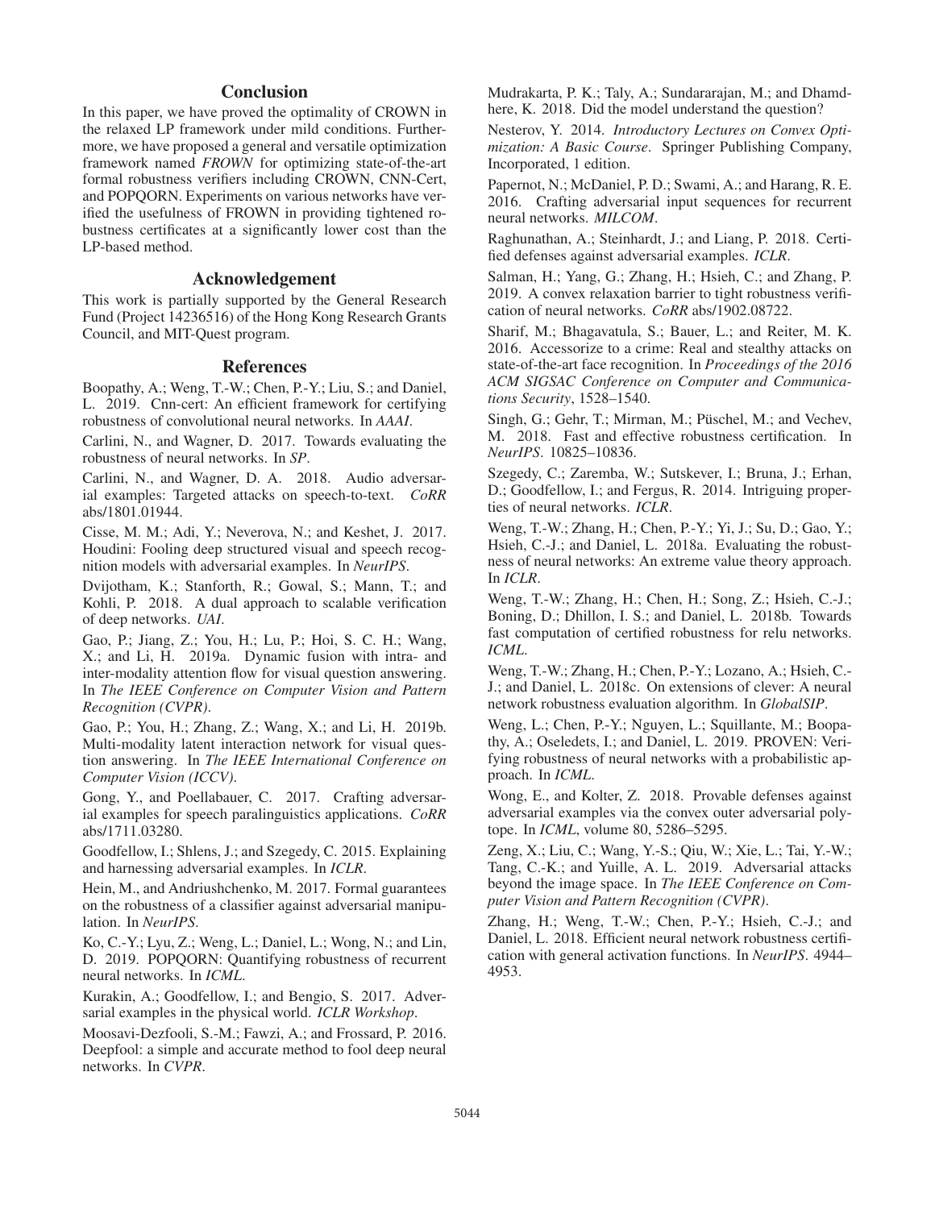## Conclusion

In this paper, we have proved the optimality of CROWN in the relaxed LP framework under mild conditions. Furthermore, we have proposed a general and versatile optimization framework named *FROWN* for optimizing state-of-the-art formal robustness verifiers including CROWN, CNN-Cert, and POPQORN. Experiments on various networks have verified the usefulness of FROWN in providing tightened robustness certificates at a significantly lower cost than the LP-based method.

## Acknowledgement

This work is partially supported by the General Research Fund (Project 14236516) of the Hong Kong Research Grants Council, and MIT-Quest program.

## References

Boopathy, A.; Weng, T.-W.; Chen, P.-Y.; Liu, S.; and Daniel, L. 2019. Cnn-cert: An efficient framework for certifying robustness of convolutional neural networks. In *AAAI*.

Carlini, N., and Wagner, D. 2017. Towards evaluating the robustness of neural networks. In *SP*.

Carlini, N., and Wagner, D. A. 2018. Audio adversarial examples: Targeted attacks on speech-to-text. *CoRR* abs/1801.01944.

Cisse, M. M.; Adi, Y.; Neverova, N.; and Keshet, J. 2017. Houdini: Fooling deep structured visual and speech recognition models with adversarial examples. In *NeurIPS*.

Dvijotham, K.; Stanforth, R.; Gowal, S.; Mann, T.; and Kohli, P. 2018. A dual approach to scalable verification of deep networks. *UAI*.

Gao, P.; Jiang, Z.; You, H.; Lu, P.; Hoi, S. C. H.; Wang, X.; and Li, H. 2019a. Dynamic fusion with intra- and inter-modality attention flow for visual question answering. In *The IEEE Conference on Computer Vision and Pattern Recognition (CVPR)*.

Gao, P.; You, H.; Zhang, Z.; Wang, X.; and Li, H. 2019b. Multi-modality latent interaction network for visual question answering. In *The IEEE International Conference on Computer Vision (ICCV)*.

Gong, Y., and Poellabauer, C. 2017. Crafting adversarial examples for speech paralinguistics applications. *CoRR* abs/1711.03280.

Goodfellow, I.; Shlens, J.; and Szegedy, C. 2015. Explaining and harnessing adversarial examples. In *ICLR*.

Hein, M., and Andriushchenko, M. 2017. Formal guarantees on the robustness of a classifier against adversarial manipulation. In *NeurIPS*.

Ko, C.-Y.; Lyu, Z.; Weng, L.; Daniel, L.; Wong, N.; and Lin, D. 2019. POPQORN: Quantifying robustness of recurrent neural networks. In *ICML*.

Kurakin, A.; Goodfellow, I.; and Bengio, S. 2017. Adversarial examples in the physical world. *ICLR Workshop*.

Moosavi-Dezfooli, S.-M.; Fawzi, A.; and Frossard, P. 2016. Deepfool: a simple and accurate method to fool deep neural networks. In *CVPR*.

Mudrakarta, P. K.; Taly, A.; Sundararajan, M.; and Dhamdhere, K. 2018. Did the model understand the question?

Nesterov, Y. 2014. *Introductory Lectures on Convex Optimization: A Basic Course*. Springer Publishing Company, Incorporated, 1 edition.

Papernot, N.; McDaniel, P. D.; Swami, A.; and Harang, R. E. 2016. Crafting adversarial input sequences for recurrent neural networks. *MILCOM*.

Raghunathan, A.; Steinhardt, J.; and Liang, P. 2018. Certified defenses against adversarial examples. *ICLR*.

Salman, H.; Yang, G.; Zhang, H.; Hsieh, C.; and Zhang, P. 2019. A convex relaxation barrier to tight robustness verification of neural networks. *CoRR* abs/1902.08722.

Sharif, M.; Bhagavatula, S.; Bauer, L.; and Reiter, M. K. 2016. Accessorize to a crime: Real and stealthy attacks on state-of-the-art face recognition. In *Proceedings of the 2016 ACM SIGSAC Conference on Computer and Communications Security*, 1528–1540.

Singh, G.; Gehr, T.; Mirman, M.; Püschel, M.; and Vechev, M. 2018. Fast and effective robustness certification. In *NeurIPS*. 10825–10836.

Szegedy, C.; Zaremba, W.; Sutskever, I.; Bruna, J.; Erhan, D.; Goodfellow, I.; and Fergus, R. 2014. Intriguing properties of neural networks. *ICLR*.

Weng, T.-W.; Zhang, H.; Chen, P.-Y.; Yi, J.; Su, D.; Gao, Y.; Hsieh, C.-J.; and Daniel, L. 2018a. Evaluating the robustness of neural networks: An extreme value theory approach. In *ICLR*.

Weng, T.-W.; Zhang, H.; Chen, H.; Song, Z.; Hsieh, C.-J.; Boning, D.; Dhillon, I. S.; and Daniel, L. 2018b. Towards fast computation of certified robustness for relu networks. *ICML*.

Weng, T.-W.; Zhang, H.; Chen, P.-Y.; Lozano, A.; Hsieh, C.-J.; and Daniel, L. 2018c. On extensions of clever: A neural network robustness evaluation algorithm. In *GlobalSIP*.

Weng, L.; Chen, P.-Y.; Nguyen, L.; Squillante, M.; Boopathy, A.; Oseledets, I.; and Daniel, L. 2019. PROVEN: Verifying robustness of neural networks with a probabilistic approach. In *ICML*.

Wong, E., and Kolter, Z. 2018. Provable defenses against adversarial examples via the convex outer adversarial polytope. In *ICML*, volume 80, 5286–5295.

Zeng, X.; Liu, C.; Wang, Y.-S.; Qiu, W.; Xie, L.; Tai, Y.-W.; Tang, C.-K.; and Yuille, A. L. 2019. Adversarial attacks beyond the image space. In *The IEEE Conference on Computer Vision and Pattern Recognition (CVPR)*.

Zhang, H.; Weng, T.-W.; Chen, P.-Y.; Hsieh, C.-J.; and Daniel, L. 2018. Efficient neural network robustness certification with general activation functions. In *NeurIPS*. 4944–4953.